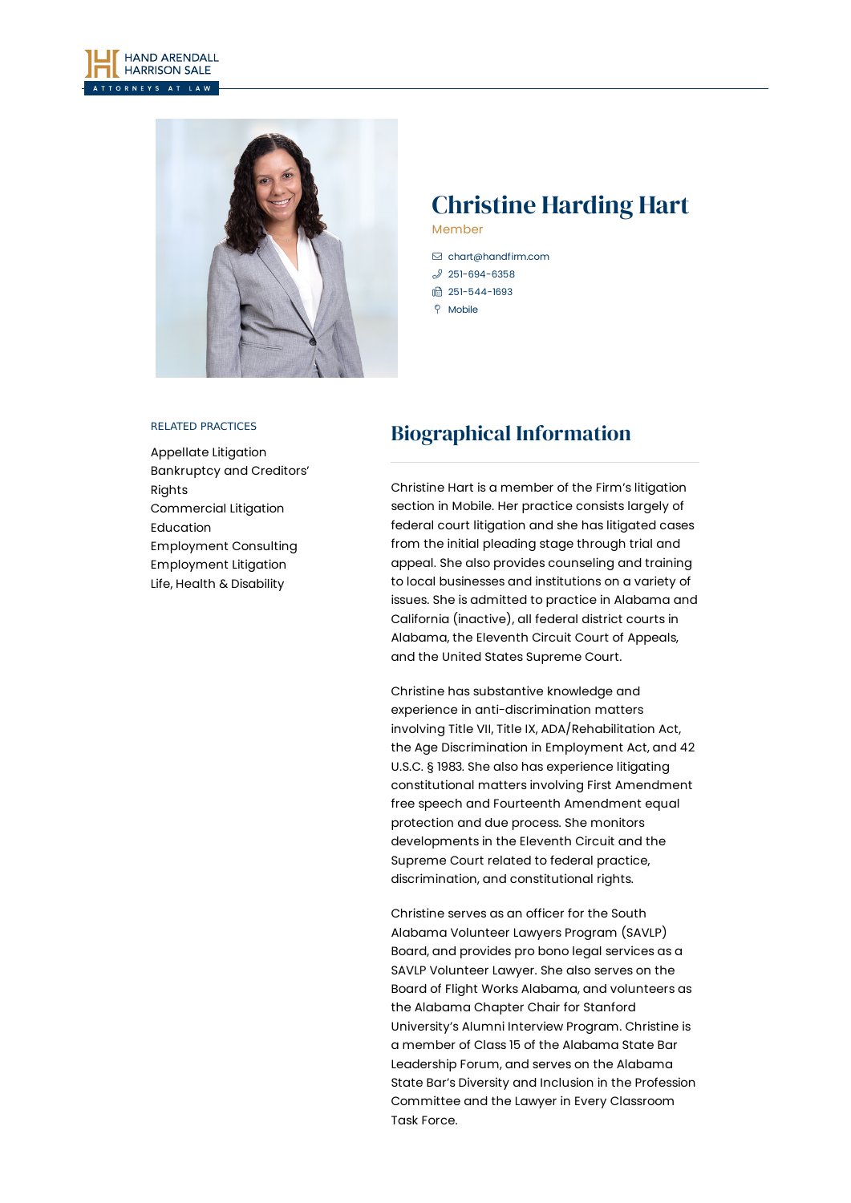# Christine Harding Hart

Member

chart@handfirm.com
251-694-6358
251-544-1693
Mobile

RELATED PRACTICES

- Appellate Litigation
- Bankruptcy and Creditors' Rights
- Commercial Litigation
- Education
- Employment Consulting
- Employment Litigation
- Life, Health & Disability

## Biographical Information

Christine Hart is a member of the Firm's litigation section in Mobile. Her practice consists largely of federal court litigation and she has litigated cases from the initial pleading stage through trial and appeal. She also provides counseling and training to local businesses and institutions on a variety of issues. She is admitted to practice in Alabama and California (inactive), all federal district courts in Alabama, the Eleventh Circuit Court of Appeals, and the United States Supreme Court.

Christine has substantive knowledge and experience in anti-discrimination matters involving Title VII, Title IX, ADA/Rehabilitation Act, the Age Discrimination in Employment Act, and 42 U.S.C. § 1983. She also has experience litigating constitutional matters involving First Amendment free speech and Fourteenth Amendment equal protection and due process. She monitors developments in the Eleventh Circuit and the Supreme Court related to federal practice, discrimination, and constitutional rights.

Christine serves as an officer for the South Alabama Volunteer Lawyers Program (SAVLP) Board, and provides pro bono legal services as a SAVLP Volunteer Lawyer. She also serves on the Board of Flight Works Alabama, and volunteers as the Alabama Chapter Chair for Stanford University's Alumni Interview Program. Christine is a member of Class 15 of the Alabama State Bar Leadership Forum, and serves on the Alabama State Bar's Diversity and Inclusion in the Profession Committee and the Lawyer in Every Classroom Task Force.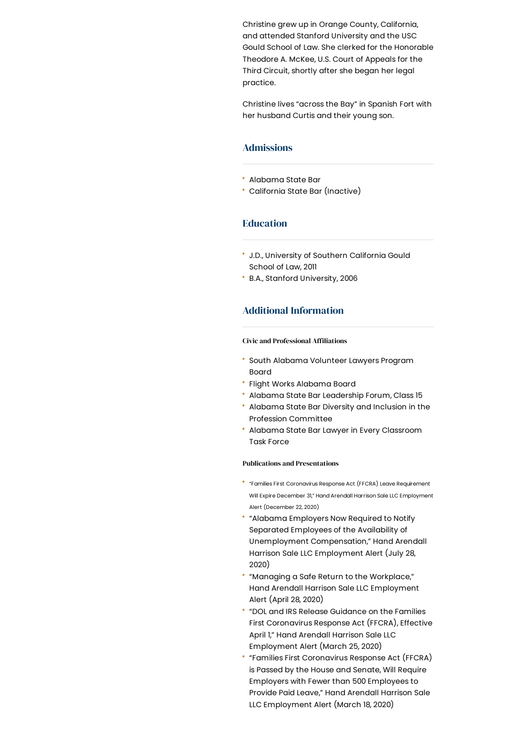Christine grew up in Orange County, California, and attended Stanford University and the USC Gould School of Law. She clerked for the Honorable Theodore A. McKee, U.S. Court of Appeals for the Third Circuit, shortly after she began her legal practice.

Christine lives "across the Bay" in Spanish Fort with her husband Curtis and their young son.

## Admissions

- Alabama State Bar
- California State Bar (Inactive)

## Education

- J.D., University of Southern California Gould School of Law, 2011
- B.A., Stanford University, 2006

## Additional Information

#### Civic and Professional Affiliations

- South Alabama Volunteer Lawyers Program Board
- Flight Works Alabama Board
- Alabama State Bar Leadership Forum, Class 15
- Alabama State Bar Diversity and Inclusion in the Profession Committee
- Alabama State Bar Lawyer in Every Classroom Task Force

#### Publications and Presentations

- "Families First Coronavirus Response Act (FFCRA) Leave Requirement Will Expire December 31," Hand Arendall Harrison Sale LLC Employment Alert (December 22, 2020)
- "Alabama Employers Now Required to Notify Separated Employees of the Availability of Unemployment Compensation," Hand Arendall Harrison Sale LLC Employment Alert (July 28, 2020)
- "Managing a Safe Return to the Workplace," Hand Arendall Harrison Sale LLC Employment Alert (April 28, 2020)
- "DOL and IRS Release Guidance on the Families First Coronavirus Response Act (FFCRA), Effective April 1," Hand Arendall Harrison Sale LLC Employment Alert (March 25, 2020)
- "Families First Coronavirus Response Act (FFCRA) is Passed by the House and Senate, Will Require Employers with Fewer than 500 Employees to Provide Paid Leave," Hand Arendall Harrison Sale LLC Employment Alert (March 18, 2020)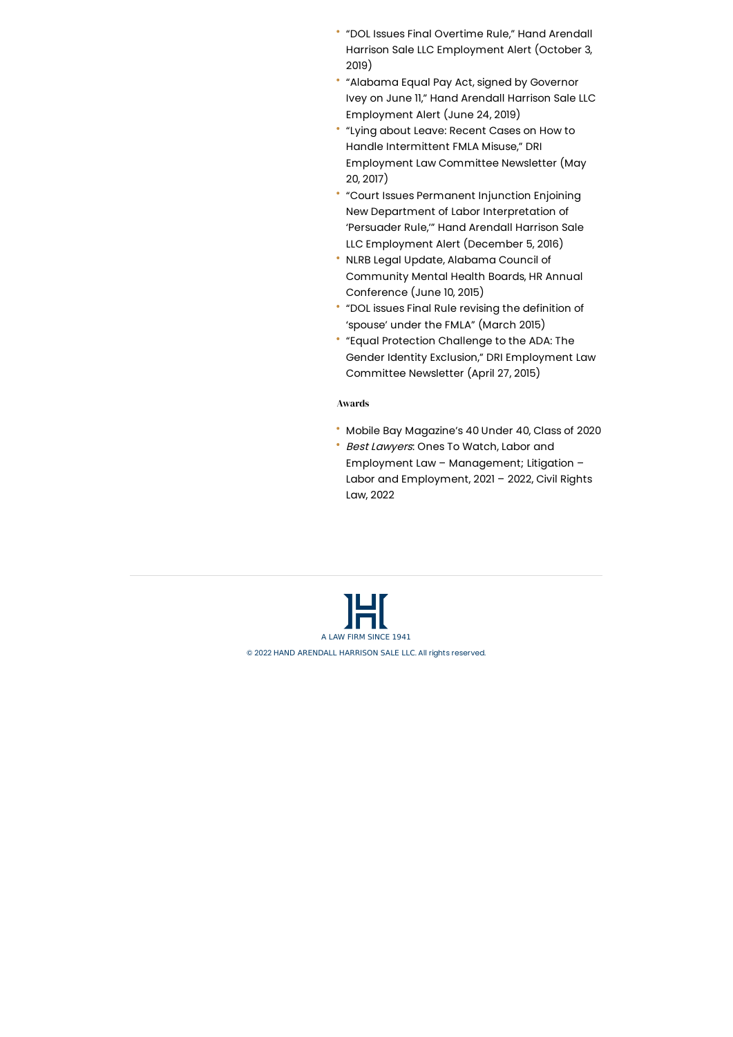- "DOL Issues Final Overtime Rule," Hand Arendall Harrison Sale LLC Employment Alert (October 3, 2019)
- "Alabama Equal Pay Act, signed by Governor Ivey on June 11," Hand Arendall Harrison Sale LLC Employment Alert (June 24, 2019)
- "Lying about Leave: Recent Cases on How to Handle Intermittent FMLA Misuse," DRI Employment Law Committee Newsletter (May 20, 2017)
- "Court Issues Permanent Injunction Enjoining New Department of Labor Interpretation of 'Persuader Rule,'" Hand Arendall Harrison Sale LLC Employment Alert (December 5, 2016)
- NLRB Legal Update, Alabama Council of Community Mental Health Boards, HR Annual Conference (June 10, 2015)
- "DOL issues Final Rule revising the definition of 'spouse' under the FMLA" (March 2015)
- "Equal Protection Challenge to the ADA: The Gender Identity Exclusion," DRI Employment Law Committee Newsletter (April 27, 2015)

### Awards

- Mobile Bay Magazine's 40 Under 40, Class of 2020
- *Best Lawyers*: Ones To Watch, Labor and Employment Law – Management; Litigation – Labor and Employment, 2021 – 2022, Civil Rights Law, 2022

A LAW FIRM SINCE 1941

© 2022 HAND ARENDALL HARRISON SALE LLC. All rights reserved.